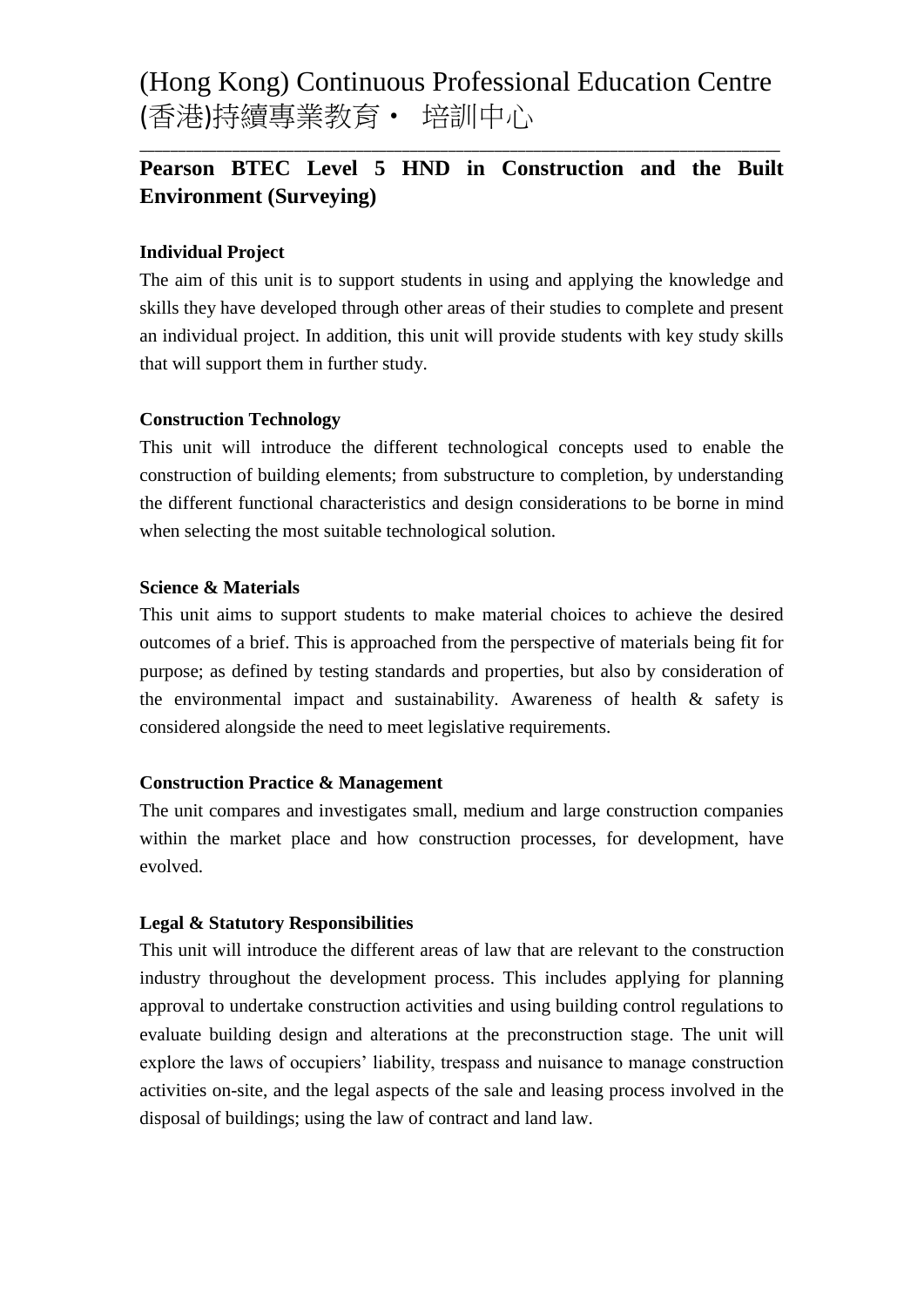# (Hong Kong) Continuous Professional Education Centre
# (香港)持續專業教育・ 培訓中心

---

## Pearson BTEC Level 5 HND in Construction and the Built Environment (Surveying)

**Individual Project**

The aim of this unit is to support students in using and applying the knowledge and skills they have developed through other areas of their studies to complete and present an individual project. In addition, this unit will provide students with key study skills that will support them in further study.

**Construction Technology**

This unit will introduce the different technological concepts used to enable the construction of building elements; from substructure to completion, by understanding the different functional characteristics and design considerations to be borne in mind when selecting the most suitable technological solution.

**Science & Materials**

This unit aims to support students to make material choices to achieve the desired outcomes of a brief. This is approached from the perspective of materials being fit for purpose; as defined by testing standards and properties, but also by consideration of the environmental impact and sustainability. Awareness of health & safety is considered alongside the need to meet legislative requirements.

**Construction Practice & Management**

The unit compares and investigates small, medium and large construction companies within the market place and how construction processes, for development, have evolved.

**Legal & Statutory Responsibilities**

This unit will introduce the different areas of law that are relevant to the construction industry throughout the development process. This includes applying for planning approval to undertake construction activities and using building control regulations to evaluate building design and alterations at the preconstruction stage. The unit will explore the laws of occupiers' liability, trespass and nuisance to manage construction activities on-site, and the legal aspects of the sale and leasing process involved in the disposal of buildings; using the law of contract and land law.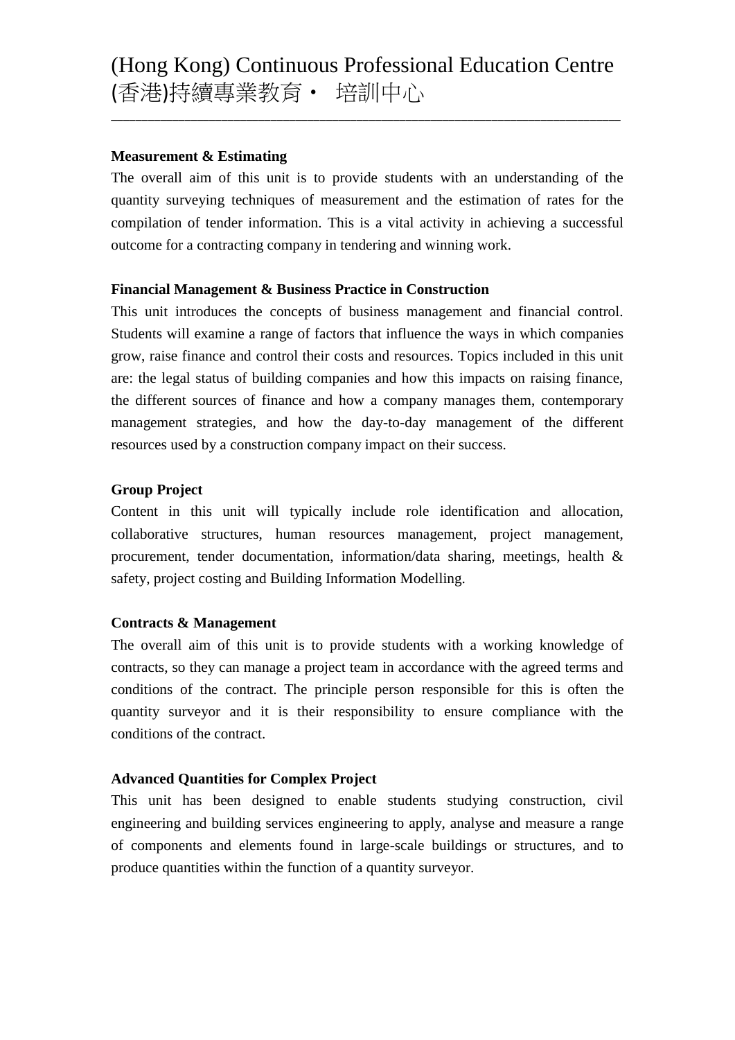**Measurement & Estimating**

The overall aim of this unit is to provide students with an understanding of the quantity surveying techniques of measurement and the estimation of rates for the compilation of tender information. This is a vital activity in achieving a successful outcome for a contracting company in tendering and winning work.

**Financial Management & Business Practice in Construction**

This unit introduces the concepts of business management and financial control. Students will examine a range of factors that influence the ways in which companies grow, raise finance and control their costs and resources. Topics included in this unit are: the legal status of building companies and how this impacts on raising finance, the different sources of finance and how a company manages them, contemporary management strategies, and how the day-to-day management of the different resources used by a construction company impact on their success.

**Group Project**

Content in this unit will typically include role identification and allocation, collaborative structures, human resources management, project management, procurement, tender documentation, information/data sharing, meetings, health & safety, project costing and Building Information Modelling.

**Contracts & Management**

The overall aim of this unit is to provide students with a working knowledge of contracts, so they can manage a project team in accordance with the agreed terms and conditions of the contract. The principle person responsible for this is often the quantity surveyor and it is their responsibility to ensure compliance with the conditions of the contract.

**Advanced Quantities for Complex Project**

This unit has been designed to enable students studying construction, civil engineering and building services engineering to apply, analyse and measure a range of components and elements found in large-scale buildings or structures, and to produce quantities within the function of a quantity surveyor.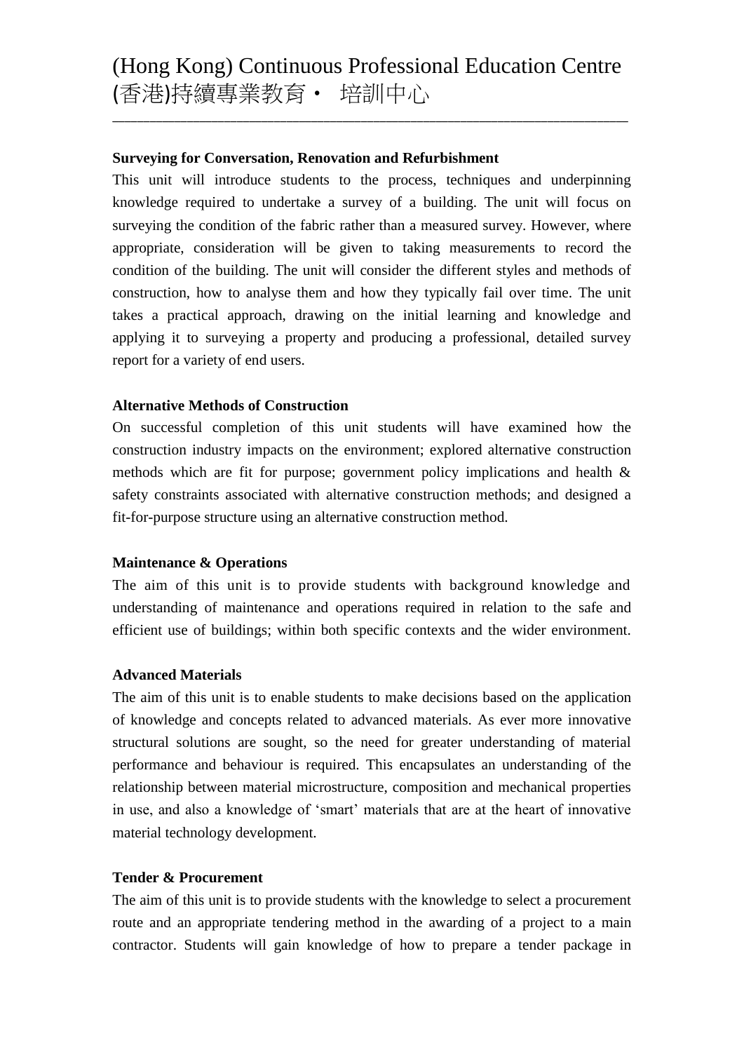**Surveying for Conversation, Renovation and Refurbishment**

This unit will introduce students to the process, techniques and underpinning knowledge required to undertake a survey of a building. The unit will focus on surveying the condition of the fabric rather than a measured survey. However, where appropriate, consideration will be given to taking measurements to record the condition of the building. The unit will consider the different styles and methods of construction, how to analyse them and how they typically fail over time. The unit takes a practical approach, drawing on the initial learning and knowledge and applying it to surveying a property and producing a professional, detailed survey report for a variety of end users.

**Alternative Methods of Construction**

On successful completion of this unit students will have examined how the construction industry impacts on the environment; explored alternative construction methods which are fit for purpose; government policy implications and health & safety constraints associated with alternative construction methods; and designed a fit-for-purpose structure using an alternative construction method.

**Maintenance & Operations**

The aim of this unit is to provide students with background knowledge and understanding of maintenance and operations required in relation to the safe and efficient use of buildings; within both specific contexts and the wider environment.

**Advanced Materials**

The aim of this unit is to enable students to make decisions based on the application of knowledge and concepts related to advanced materials. As ever more innovative structural solutions are sought, so the need for greater understanding of material performance and behaviour is required. This encapsulates an understanding of the relationship between material microstructure, composition and mechanical properties in use, and also a knowledge of 'smart' materials that are at the heart of innovative material technology development.

**Tender & Procurement**

The aim of this unit is to provide students with the knowledge to select a procurement route and an appropriate tendering method in the awarding of a project to a main contractor. Students will gain knowledge of how to prepare a tender package in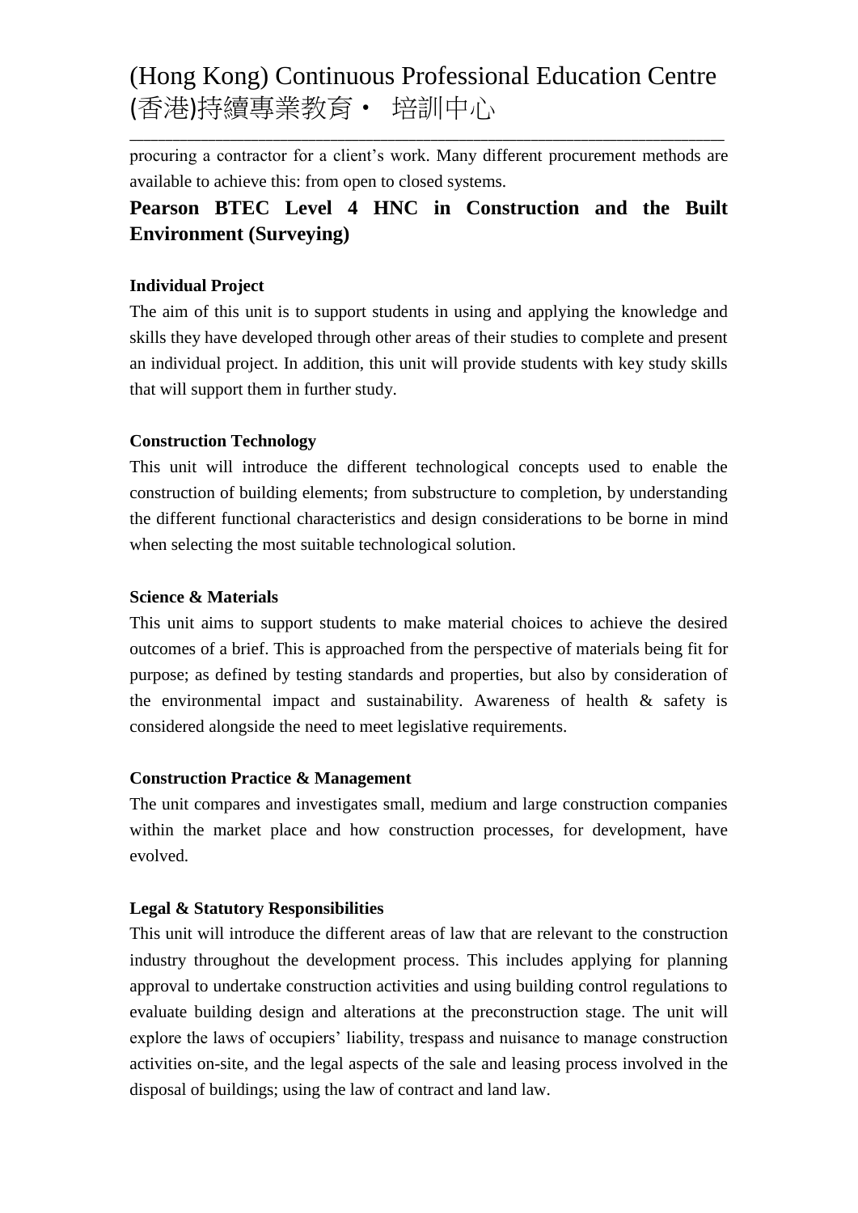procuring a contractor for a client's work. Many different procurement methods are available to achieve this: from open to closed systems.

## Pearson BTEC Level 4 HNC in Construction and the Built Environment (Surveying)

### Individual Project

The aim of this unit is to support students in using and applying the knowledge and skills they have developed through other areas of their studies to complete and present an individual project. In addition, this unit will provide students with key study skills that will support them in further study.

### Construction Technology

This unit will introduce the different technological concepts used to enable the construction of building elements; from substructure to completion, by understanding the different functional characteristics and design considerations to be borne in mind when selecting the most suitable technological solution.

### Science & Materials

This unit aims to support students to make material choices to achieve the desired outcomes of a brief. This is approached from the perspective of materials being fit for purpose; as defined by testing standards and properties, but also by consideration of the environmental impact and sustainability. Awareness of health & safety is considered alongside the need to meet legislative requirements.

### Construction Practice & Management

The unit compares and investigates small, medium and large construction companies within the market place and how construction processes, for development, have evolved.

### Legal & Statutory Responsibilities

This unit will introduce the different areas of law that are relevant to the construction industry throughout the development process. This includes applying for planning approval to undertake construction activities and using building control regulations to evaluate building design and alterations at the preconstruction stage. The unit will explore the laws of occupiers' liability, trespass and nuisance to manage construction activities on-site, and the legal aspects of the sale and leasing process involved in the disposal of buildings; using the law of contract and land law.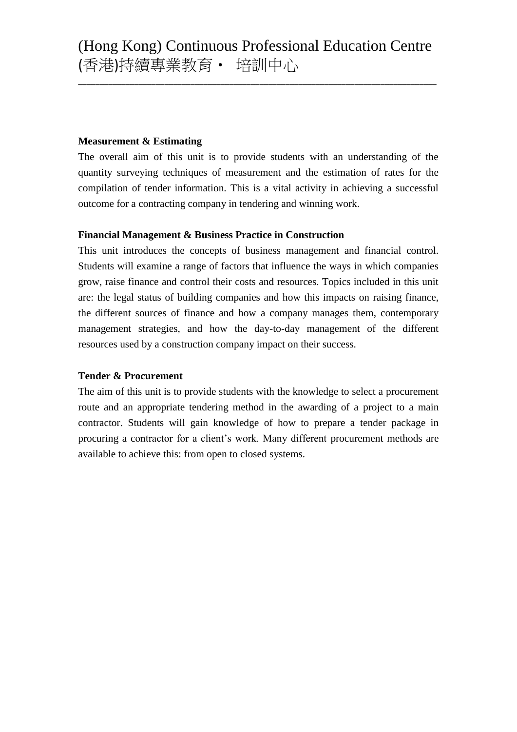**Measurement & Estimating**

The overall aim of this unit is to provide students with an understanding of the quantity surveying techniques of measurement and the estimation of rates for the compilation of tender information. This is a vital activity in achieving a successful outcome for a contracting company in tendering and winning work.

**Financial Management & Business Practice in Construction**

This unit introduces the concepts of business management and financial control. Students will examine a range of factors that influence the ways in which companies grow, raise finance and control their costs and resources. Topics included in this unit are: the legal status of building companies and how this impacts on raising finance, the different sources of finance and how a company manages them, contemporary management strategies, and how the day-to-day management of the different resources used by a construction company impact on their success.

**Tender & Procurement**

The aim of this unit is to provide students with the knowledge to select a procurement route and an appropriate tendering method in the awarding of a project to a main contractor. Students will gain knowledge of how to prepare a tender package in procuring a contractor for a client's work. Many different procurement methods are available to achieve this: from open to closed systems.